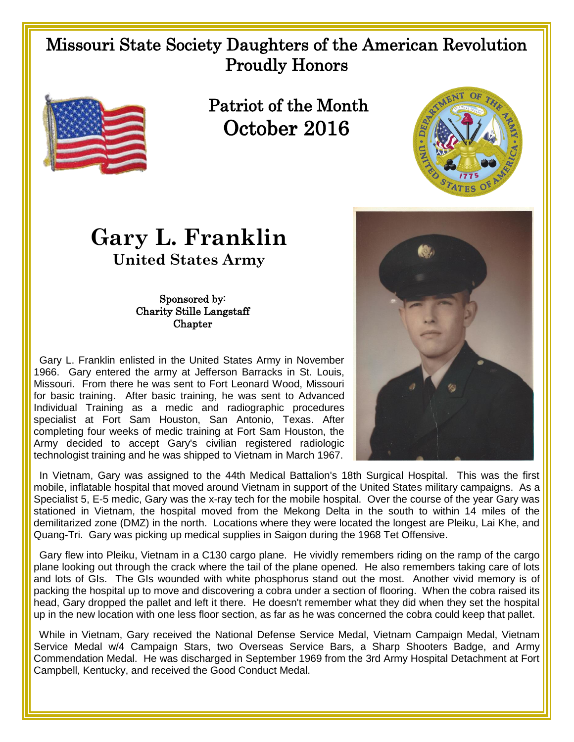# Missouri State Society Daughters of the American Revolution Proudly Honors

## Patriot of the Month October 2016

# Gary L. Franklin

## United States Army

Sponsored by:
Charity Stille Langstaff
Chapter

Gary L. Franklin enlisted in the United States Army in November 1966. Gary entered the army at Jefferson Barracks in St. Louis, Missouri. From there he was sent to Fort Leonard Wood, Missouri for basic training. After basic training, he was sent to Advanced Individual Training as a medic and radiographic procedures specialist at Fort Sam Houston, San Antonio, Texas. After completing four weeks of medic training at Fort Sam Houston, the Army decided to accept Gary's civilian registered radiologic technologist training and he was shipped to Vietnam in March 1967.

In Vietnam, Gary was assigned to the 44th Medical Battalion's 18th Surgical Hospital. This was the first mobile, inflatable hospital that moved around Vietnam in support of the United States military campaigns. As a Specialist 5, E-5 medic, Gary was the x-ray tech for the mobile hospital. Over the course of the year Gary was stationed in Vietnam, the hospital moved from the Mekong Delta in the south to within 14 miles of the demilitarized zone (DMZ) in the north. Locations where they were located the longest are Pleiku, Lai Khe, and Quang-Tri. Gary was picking up medical supplies in Saigon during the 1968 Tet Offensive.

Gary flew into Pleiku, Vietnam in a C130 cargo plane. He vividly remembers riding on the ramp of the cargo plane looking out through the crack where the tail of the plane opened. He also remembers taking care of lots and lots of GIs. The GIs wounded with white phosphorus stand out the most. Another vivid memory is of packing the hospital up to move and discovering a cobra under a section of flooring. When the cobra raised its head, Gary dropped the pallet and left it there. He doesn't remember what they did when they set the hospital up in the new location with one less floor section, as far as he was concerned the cobra could keep that pallet.

While in Vietnam, Gary received the National Defense Service Medal, Vietnam Campaign Medal, Vietnam Service Medal w/4 Campaign Stars, two Overseas Service Bars, a Sharp Shooters Badge, and Army Commendation Medal. He was discharged in September 1969 from the 3rd Army Hospital Detachment at Fort Campbell, Kentucky, and received the Good Conduct Medal.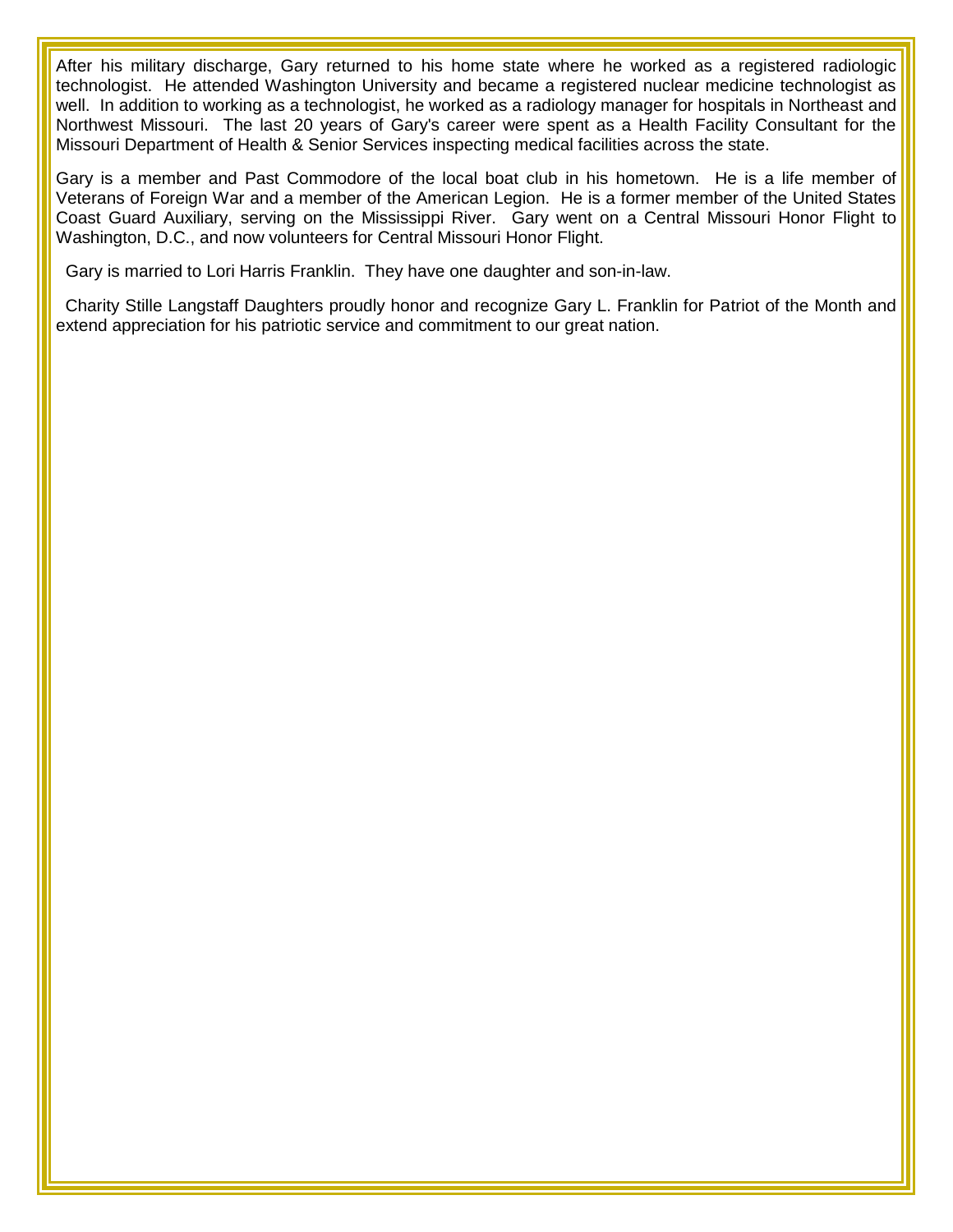After his military discharge, Gary returned to his home state where he worked as a registered radiologic technologist. He attended Washington University and became a registered nuclear medicine technologist as well. In addition to working as a technologist, he worked as a radiology manager for hospitals in Northeast and Northwest Missouri. The last 20 years of Gary's career were spent as a Health Facility Consultant for the Missouri Department of Health & Senior Services inspecting medical facilities across the state.

Gary is a member and Past Commodore of the local boat club in his hometown. He is a life member of Veterans of Foreign War and a member of the American Legion. He is a former member of the United States Coast Guard Auxiliary, serving on the Mississippi River. Gary went on a Central Missouri Honor Flight to Washington, D.C., and now volunteers for Central Missouri Honor Flight.

Gary is married to Lori Harris Franklin. They have one daughter and son-in-law.

Charity Stille Langstaff Daughters proudly honor and recognize Gary L. Franklin for Patriot of the Month and extend appreciation for his patriotic service and commitment to our great nation.